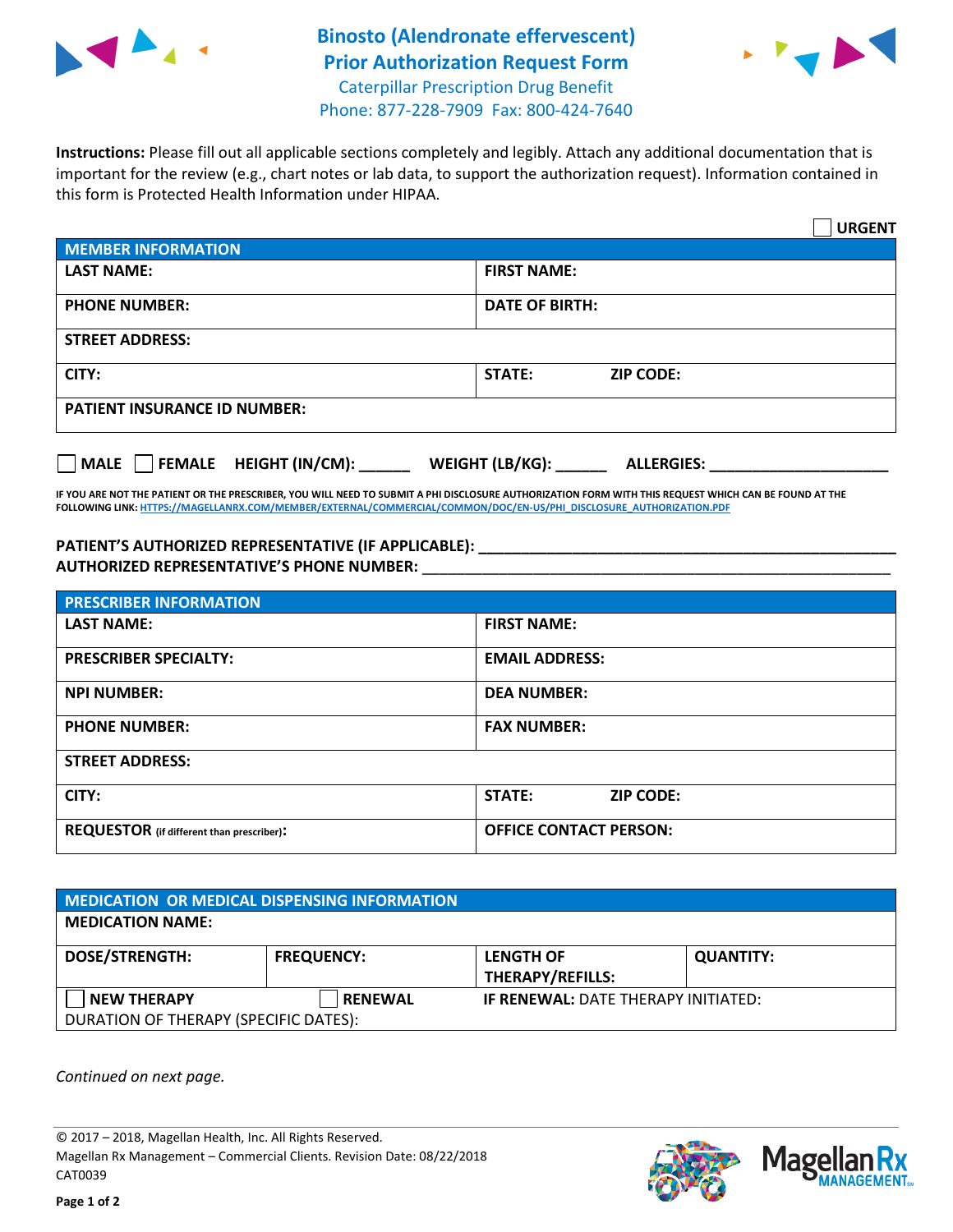# Binosto (Alendronate effervescent)
# Prior Authorization Request Form

Caterpillar Prescription Drug Benefit
Phone: 877-228-7909 Fax: 800-424-7640

**Instructions:** Please fill out all applicable sections completely and legibly. Attach any additional documentation that is important for the review (e.g., chart notes or lab data, to support the authorization request). Information contained in this form is Protected Health Information under HIPAA.

☐ **URGENT**

| MEMBER INFORMATION | |
|---|---|
| **LAST NAME:** | **FIRST NAME:** |
| **PHONE NUMBER:** | **DATE OF BIRTH:** |
| **STREET ADDRESS:** | |
| **CITY:** | **STATE:** **ZIP CODE:** |
| **PATIENT INSURANCE ID NUMBER:** | |

☐ **MALE** ☐ **FEMALE** **HEIGHT (IN/CM):** ______ **WEIGHT (LB/KG):** ______ **ALLERGIES:** ____________________

**IF YOU ARE NOT THE PATIENT OR THE PRESCRIBER, YOU WILL NEED TO SUBMIT A PHI DISCLOSURE AUTHORIZATION FORM WITH THIS REQUEST WHICH CAN BE FOUND AT THE FOLLOWING LINK: HTTPS://MAGELLANRX.COM/MEMBER/EXTERNAL/COMMERCIAL/COMMON/DOC/EN-US/PHI_DISCLOSURE_AUTHORIZATION.PDF**

**PATIENT'S AUTHORIZED REPRESENTATIVE (IF APPLICABLE):** ____________________________________________
**AUTHORIZED REPRESENTATIVE'S PHONE NUMBER:** ____________________________________________

| PRESCRIBER INFORMATION | |
|---|---|
| **LAST NAME:** | **FIRST NAME:** |
| **PRESCRIBER SPECIALTY:** | **EMAIL ADDRESS:** |
| **NPI NUMBER:** | **DEA NUMBER:** |
| **PHONE NUMBER:** | **FAX NUMBER:** |
| **STREET ADDRESS:** | |
| **CITY:** | **STATE:** **ZIP CODE:** |
| **REQUESTOR** (if different than prescriber)**:** | **OFFICE CONTACT PERSON:** |

| MEDICATION OR MEDICAL DISPENSING INFORMATION | | | |
|---|---|---|---|
| **MEDICATION NAME:** | | | |
| **DOSE/STRENGTH:** | **FREQUENCY:** | **LENGTH OF THERAPY/REFILLS:** | **QUANTITY:** |
| ☐ **NEW THERAPY** | ☐ **RENEWAL** | **IF RENEWAL:** DATE THERAPY INITIATED: | |
| DURATION OF THERAPY (SPECIFIC DATES): | | | |

*Continued on next page.*

© 2017 – 2018, Magellan Health, Inc. All Rights Reserved.
Magellan Rx Management – Commercial Clients. Revision Date: 08/22/2018
CAT0039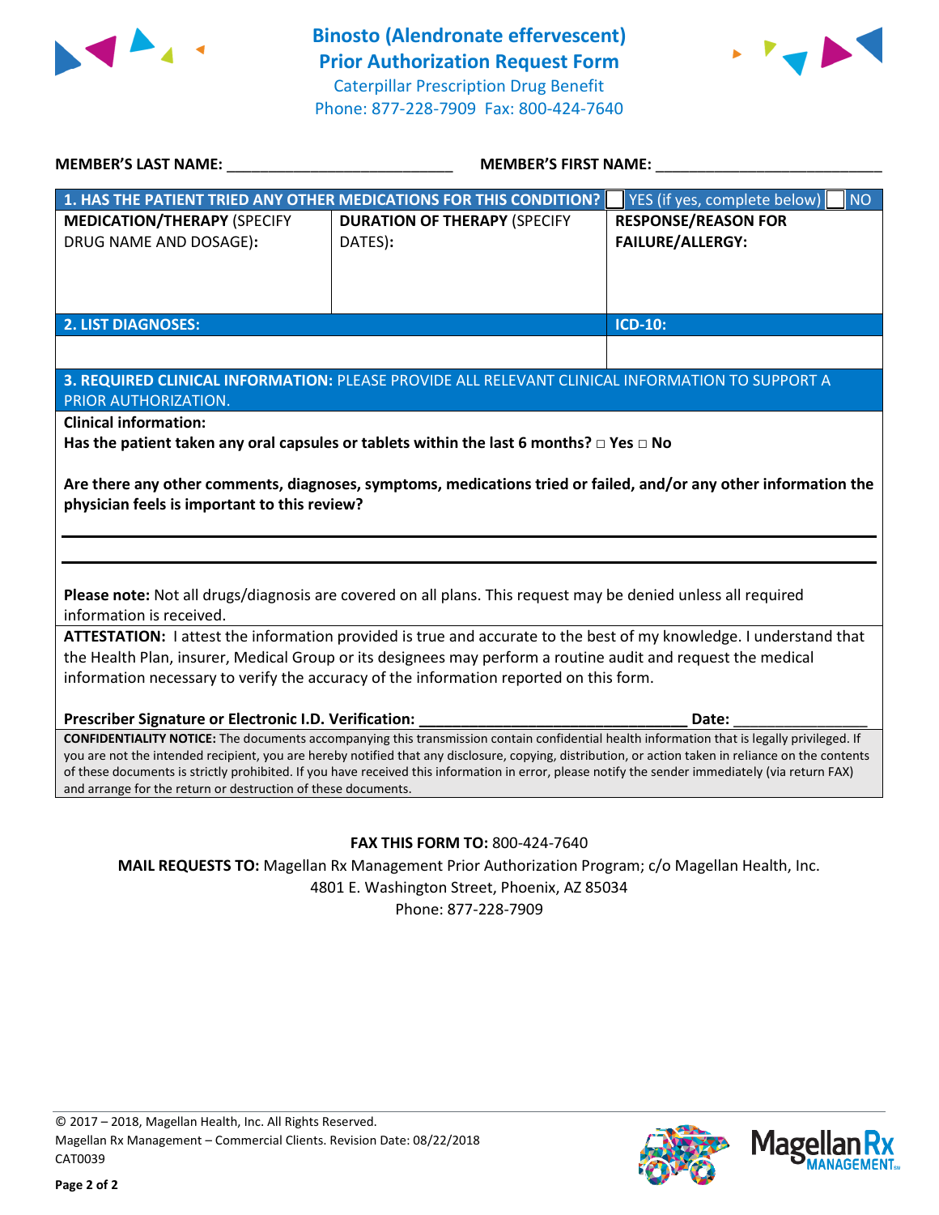# Binosto (Alendronate effervescent) Prior Authorization Request Form

Caterpillar Prescription Drug Benefit
Phone: 877-228-7909 Fax: 800-424-7640

**MEMBER'S LAST NAME:** ___________________________ **MEMBER'S FIRST NAME:** ___________________________

| **1. HAS THE PATIENT TRIED ANY OTHER MEDICATIONS FOR THIS CONDITION?** | | ☐ YES (if yes, complete below) ☐ NO |
|---|---|---|
| **MEDICATION/THERAPY** (SPECIFY DRUG NAME AND DOSAGE): | **DURATION OF THERAPY** (SPECIFY DATES): | **RESPONSE/REASON FOR FAILURE/ALLERGY:** |
| | | |

| **2. LIST DIAGNOSES:** | **ICD-10:** |
|---|---|
| | |

**3. REQUIRED CLINICAL INFORMATION:** PLEASE PROVIDE ALL RELEVANT CLINICAL INFORMATION TO SUPPORT A PRIOR AUTHORIZATION.

**Clinical information:**

**Has the patient taken any oral capsules or tablets within the last 6 months?** ☐ **Yes** ☐ **No**

**Are there any other comments, diagnoses, symptoms, medications tried or failed, and/or any other information the physician feels is important to this review?**

___________________________________________________________________________

___________________________________________________________________________

**Please note:** Not all drugs/diagnosis are covered on all plans. This request may be denied unless all required information is received.

**ATTESTATION:** I attest the information provided is true and accurate to the best of my knowledge. I understand that the Health Plan, insurer, Medical Group or its designees may perform a routine audit and request the medical information necessary to verify the accuracy of the information reported on this form.

**Prescriber Signature or Electronic I.D. Verification:** ________________________________ **Date:** ________________

**CONFIDENTIALITY NOTICE:** The documents accompanying this transmission contain confidential health information that is legally privileged. If you are not the intended recipient, you are hereby notified that any disclosure, copying, distribution, or action taken in reliance on the contents of these documents is strictly prohibited. If you have received this information in error, please notify the sender immediately (via return FAX) and arrange for the return or destruction of these documents.

**FAX THIS FORM TO:** 800-424-7640

**MAIL REQUESTS TO:** Magellan Rx Management Prior Authorization Program; c/o Magellan Health, Inc.
4801 E. Washington Street, Phoenix, AZ 85034
Phone: 877-228-7909

© 2017 – 2018, Magellan Health, Inc. All Rights Reserved.
Magellan Rx Management – Commercial Clients. Revision Date: 08/22/2018
CAT0039